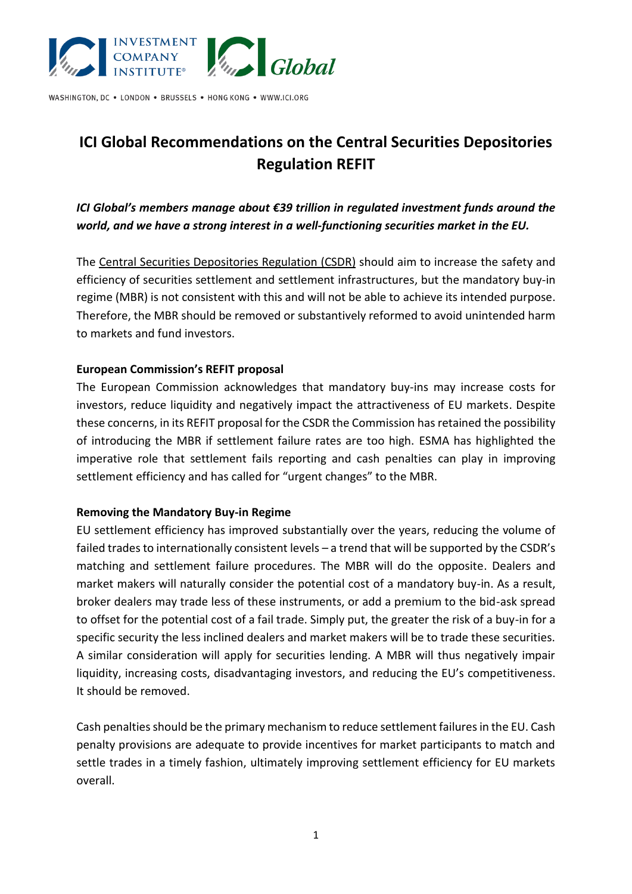# ICI Global Recommendations on the Central Securities Depositories Regulation REFIT

***ICI Global's members manage about €39 trillion in regulated investment funds around the world, and we have a strong interest in a well-functioning securities market in the EU.***

The Central Securities Depositories Regulation (CSDR) should aim to increase the safety and efficiency of securities settlement and settlement infrastructures, but the mandatory buy-in regime (MBR) is not consistent with this and will not be able to achieve its intended purpose. Therefore, the MBR should be removed or substantively reformed to avoid unintended harm to markets and fund investors.

**European Commission's REFIT proposal**

The European Commission acknowledges that mandatory buy-ins may increase costs for investors, reduce liquidity and negatively impact the attractiveness of EU markets. Despite these concerns, in its REFIT proposal for the CSDR the Commission has retained the possibility of introducing the MBR if settlement failure rates are too high. ESMA has highlighted the imperative role that settlement fails reporting and cash penalties can play in improving settlement efficiency and has called for "urgent changes" to the MBR.

**Removing the Mandatory Buy-in Regime**

EU settlement efficiency has improved substantially over the years, reducing the volume of failed trades to internationally consistent levels – a trend that will be supported by the CSDR's matching and settlement failure procedures. The MBR will do the opposite. Dealers and market makers will naturally consider the potential cost of a mandatory buy-in. As a result, broker dealers may trade less of these instruments, or add a premium to the bid-ask spread to offset for the potential cost of a fail trade. Simply put, the greater the risk of a buy-in for a specific security the less inclined dealers and market makers will be to trade these securities. A similar consideration will apply for securities lending. A MBR will thus negatively impair liquidity, increasing costs, disadvantaging investors, and reducing the EU's competitiveness. It should be removed.

Cash penalties should be the primary mechanism to reduce settlement failures in the EU. Cash penalty provisions are adequate to provide incentives for market participants to match and settle trades in a timely fashion, ultimately improving settlement efficiency for EU markets overall.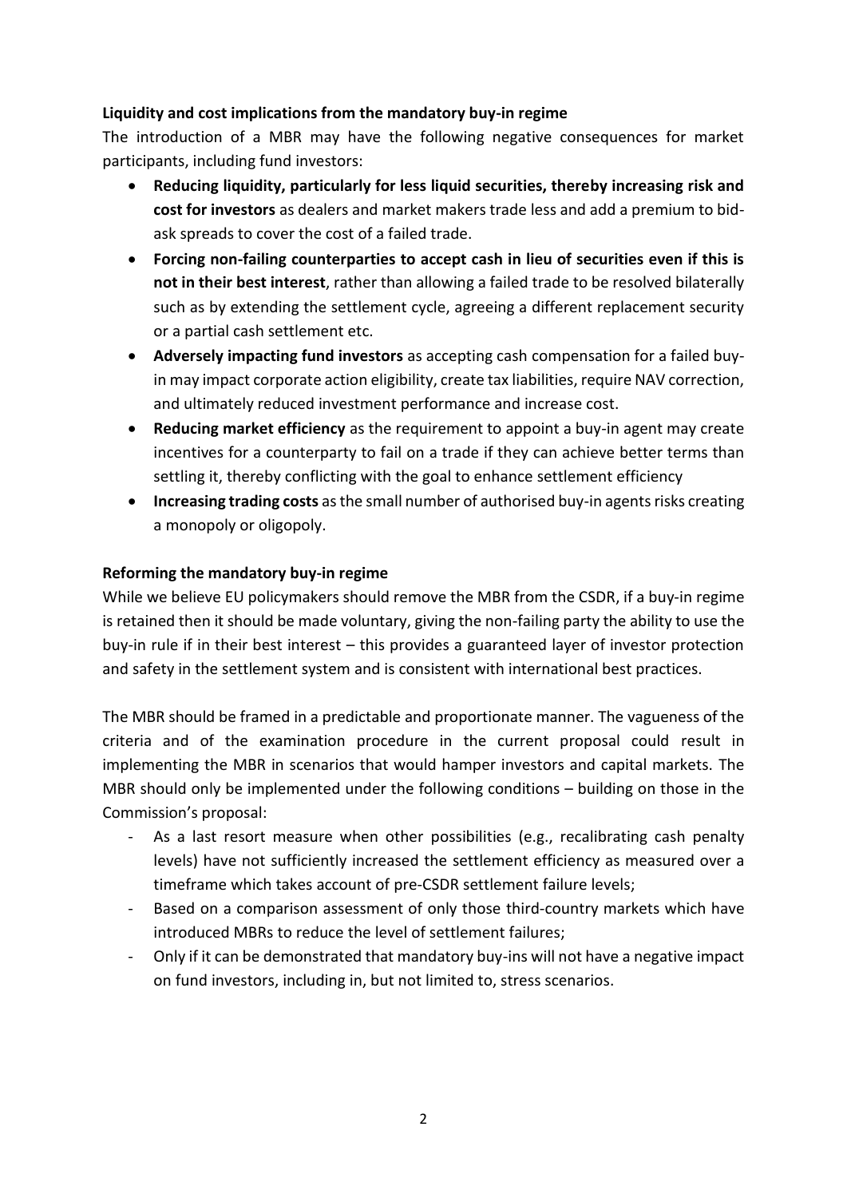**Liquidity and cost implications from the mandatory buy-in regime**

The introduction of a MBR may have the following negative consequences for market participants, including fund investors:

- **Reducing liquidity, particularly for less liquid securities, thereby increasing risk and cost for investors** as dealers and market makers trade less and add a premium to bid-ask spreads to cover the cost of a failed trade.
- **Forcing non-failing counterparties to accept cash in lieu of securities even if this is not in their best interest**, rather than allowing a failed trade to be resolved bilaterally such as by extending the settlement cycle, agreeing a different replacement security or a partial cash settlement etc.
- **Adversely impacting fund investors** as accepting cash compensation for a failed buy-in may impact corporate action eligibility, create tax liabilities, require NAV correction, and ultimately reduced investment performance and increase cost.
- **Reducing market efficiency** as the requirement to appoint a buy-in agent may create incentives for a counterparty to fail on a trade if they can achieve better terms than settling it, thereby conflicting with the goal to enhance settlement efficiency
- **Increasing trading costs** as the small number of authorised buy-in agents risks creating a monopoly or oligopoly.

**Reforming the mandatory buy-in regime**

While we believe EU policymakers should remove the MBR from the CSDR, if a buy-in regime is retained then it should be made voluntary, giving the non-failing party the ability to use the buy-in rule if in their best interest – this provides a guaranteed layer of investor protection and safety in the settlement system and is consistent with international best practices.

The MBR should be framed in a predictable and proportionate manner. The vagueness of the criteria and of the examination procedure in the current proposal could result in implementing the MBR in scenarios that would hamper investors and capital markets. The MBR should only be implemented under the following conditions – building on those in the Commission's proposal:

- As a last resort measure when other possibilities (e.g., recalibrating cash penalty levels) have not sufficiently increased the settlement efficiency as measured over a timeframe which takes account of pre-CSDR settlement failure levels;
- Based on a comparison assessment of only those third-country markets which have introduced MBRs to reduce the level of settlement failures;
- Only if it can be demonstrated that mandatory buy-ins will not have a negative impact on fund investors, including in, but not limited to, stress scenarios.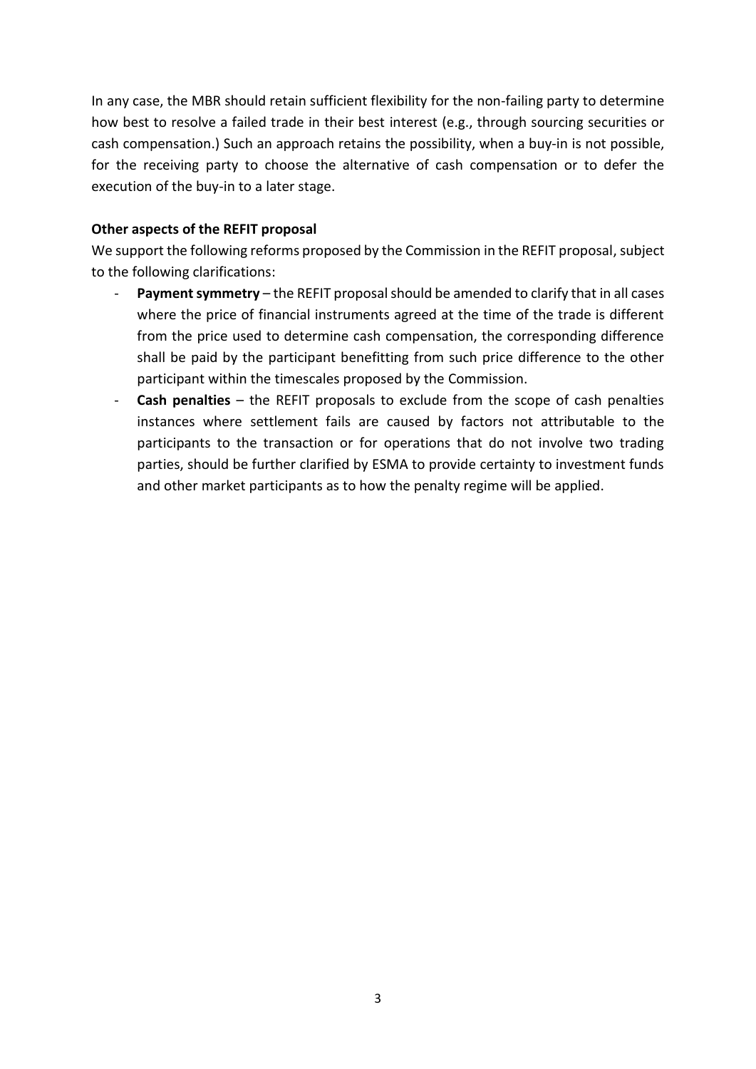In any case, the MBR should retain sufficient flexibility for the non-failing party to determine how best to resolve a failed trade in their best interest (e.g., through sourcing securities or cash compensation.) Such an approach retains the possibility, when a buy-in is not possible, for the receiving party to choose the alternative of cash compensation or to defer the execution of the buy-in to a later stage.

**Other aspects of the REFIT proposal**

We support the following reforms proposed by the Commission in the REFIT proposal, subject to the following clarifications:

- **Payment symmetry** – the REFIT proposal should be amended to clarify that in all cases where the price of financial instruments agreed at the time of the trade is different from the price used to determine cash compensation, the corresponding difference shall be paid by the participant benefitting from such price difference to the other participant within the timescales proposed by the Commission.
- **Cash penalties** – the REFIT proposals to exclude from the scope of cash penalties instances where settlement fails are caused by factors not attributable to the participants to the transaction or for operations that do not involve two trading parties, should be further clarified by ESMA to provide certainty to investment funds and other market participants as to how the penalty regime will be applied.